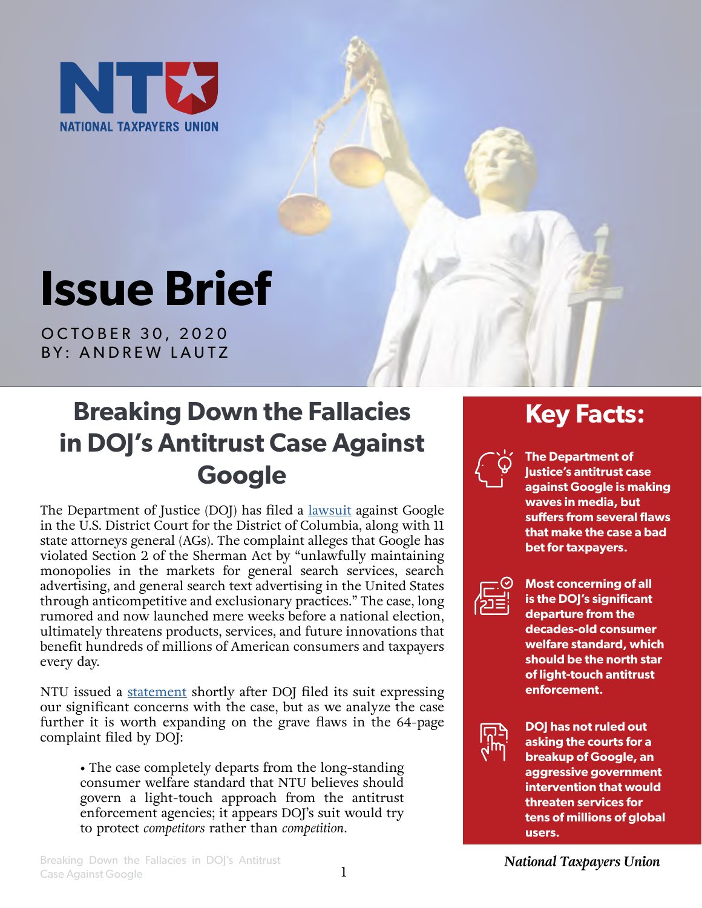NATIONAL TAXPAYERS UNION

# Issue Brief

OCTOBER 30, 2020
BY: ANDREW LAUTZ

## Breaking Down the Fallacies in DOJ's Antitrust Case Against Google

The Department of Justice (DOJ) has filed a lawsuit against Google in the U.S. District Court for the District of Columbia, along with 11 state attorneys general (AGs). The complaint alleges that Google has violated Section 2 of the Sherman Act by "unlawfully maintaining monopolies in the markets for general search services, search advertising, and general search text advertising in the United States through anticompetitive and exclusionary practices." The case, long rumored and now launched mere weeks before a national election, ultimately threatens products, services, and future innovations that benefit hundreds of millions of American consumers and taxpayers every day.

NTU issued a statement shortly after DOJ filed its suit expressing our significant concerns with the case, but as we analyze the case further it is worth expanding on the grave flaws in the 64-page complaint filed by DOJ:

- The case completely departs from the long-standing consumer welfare standard that NTU believes should govern a light-touch approach from the antitrust enforcement agencies; it appears DOJ's suit would try to protect *competitors* rather than *competition*.

## Key Facts:

**The Department of Justice's antitrust case against Google is making waves in media, but suffers from several flaws that make the case a bad bet for taxpayers.**

**Most concerning of all is the DOJ's significant departure from the decades-old consumer welfare standard, which should be the north star of light-touch antitrust enforcement.**

**DOJ has not ruled out asking the courts for a breakup of Google, an aggressive government intervention that would threaten services for tens of millions of global users.**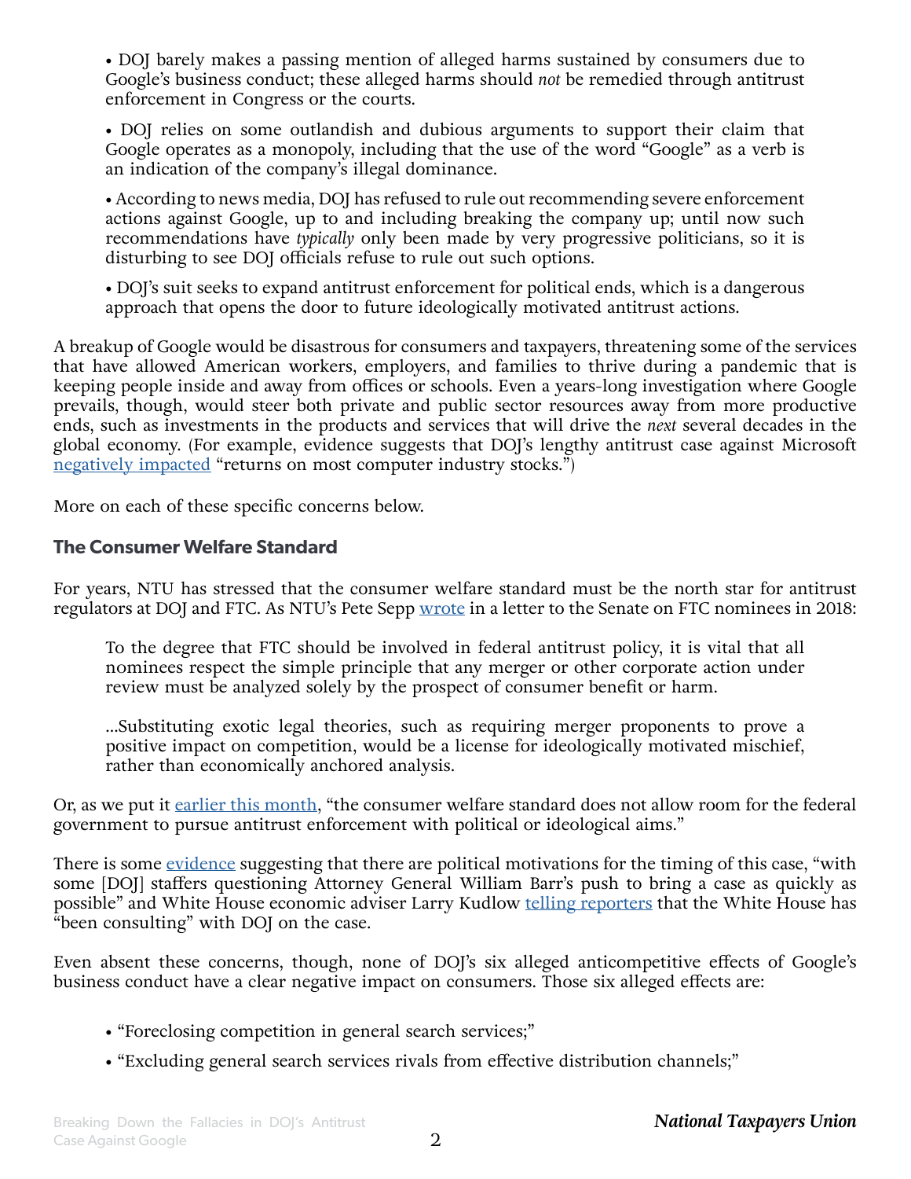- DOJ barely makes a passing mention of alleged harms sustained by consumers due to Google's business conduct; these alleged harms should *not* be remedied through antitrust enforcement in Congress or the courts.

- DOJ relies on some outlandish and dubious arguments to support their claim that Google operates as a monopoly, including that the use of the word "Google" as a verb is an indication of the company's illegal dominance.

- According to news media, DOJ has refused to rule out recommending severe enforcement actions against Google, up to and including breaking the company up; until now such recommendations have *typically* only been made by very progressive politicians, so it is disturbing to see DOJ officials refuse to rule out such options.

- DOJ's suit seeks to expand antitrust enforcement for political ends, which is a dangerous approach that opens the door to future ideologically motivated antitrust actions.

A breakup of Google would be disastrous for consumers and taxpayers, threatening some of the services that have allowed American workers, employers, and families to thrive during a pandemic that is keeping people inside and away from offices or schools. Even a years-long investigation where Google prevails, though, would steer both private and public sector resources away from more productive ends, such as investments in the products and services that will drive the *next* several decades in the global economy. (For example, evidence suggests that DOJ's lengthy antitrust case against Microsoft negatively impacted "returns on most computer industry stocks.")

More on each of these specific concerns below.

## The Consumer Welfare Standard

For years, NTU has stressed that the consumer welfare standard must be the north star for antitrust regulators at DOJ and FTC. As NTU's Pete Sepp wrote in a letter to the Senate on FTC nominees in 2018:

> To the degree that FTC should be involved in federal antitrust policy, it is vital that all nominees respect the simple principle that any merger or other corporate action under review must be analyzed solely by the prospect of consumer benefit or harm.
>
> ...Substituting exotic legal theories, such as requiring merger proponents to prove a positive impact on competition, would be a license for ideologically motivated mischief, rather than economically anchored analysis.

Or, as we put it earlier this month, "the consumer welfare standard does not allow room for the federal government to pursue antitrust enforcement with political or ideological aims."

There is some evidence suggesting that there are political motivations for the timing of this case, "with some [DOJ] staffers questioning Attorney General William Barr's push to bring a case as quickly as possible" and White House economic adviser Larry Kudlow telling reporters that the White House has "been consulting" with DOJ on the case.

Even absent these concerns, though, none of DOJ's six alleged anticompetitive effects of Google's business conduct have a clear negative impact on consumers. Those six alleged effects are:

- "Foreclosing competition in general search services;"
- "Excluding general search services rivals from effective distribution channels;"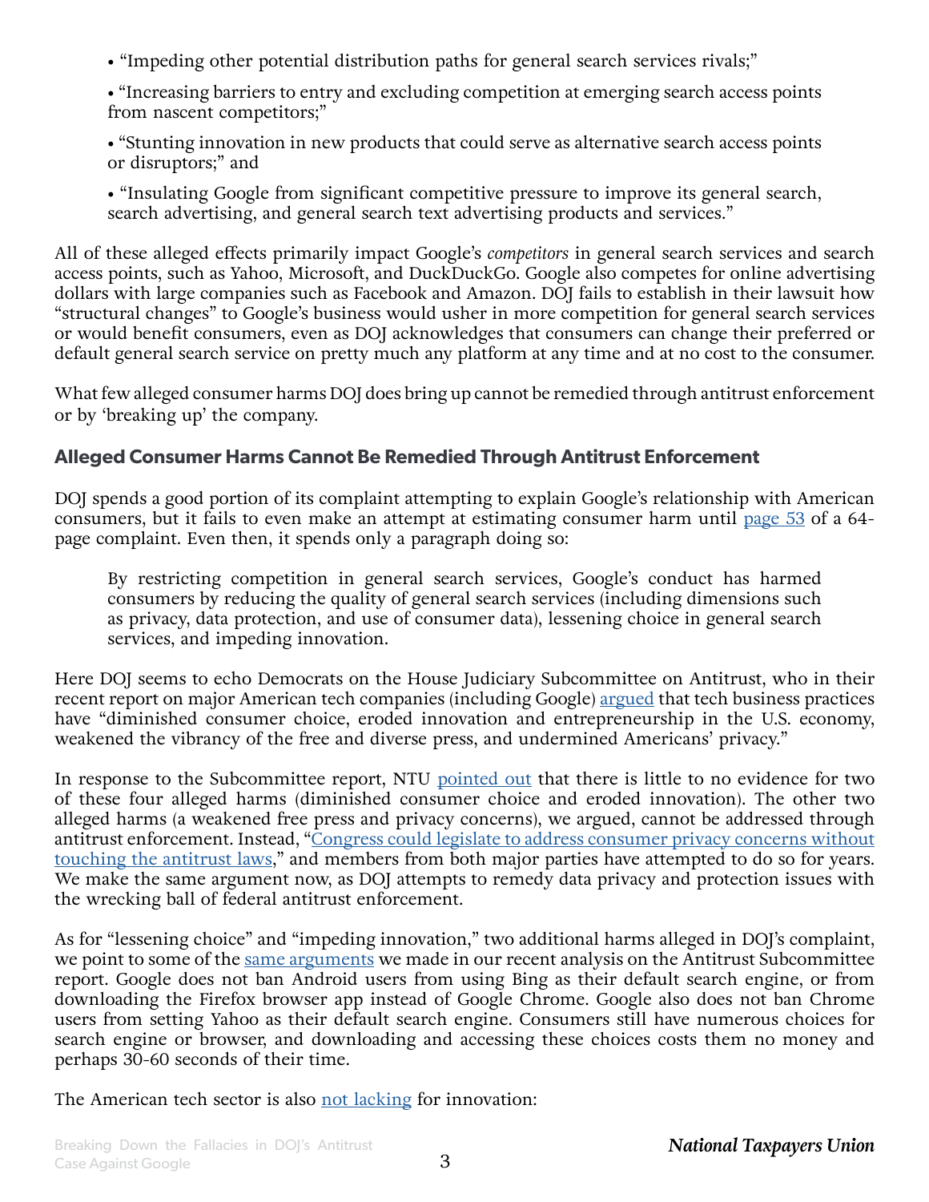- "Impeding other potential distribution paths for general search services rivals;"
- "Increasing barriers to entry and excluding competition at emerging search access points from nascent competitors;"
- "Stunting innovation in new products that could serve as alternative search access points or disruptors;" and
- "Insulating Google from significant competitive pressure to improve its general search, search advertising, and general search text advertising products and services."

All of these alleged effects primarily impact Google's *competitors* in general search services and search access points, such as Yahoo, Microsoft, and DuckDuckGo. Google also competes for online advertising dollars with large companies such as Facebook and Amazon. DOJ fails to establish in their lawsuit how "structural changes" to Google's business would usher in more competition for general search services or would benefit consumers, even as DOJ acknowledges that consumers can change their preferred or default general search service on pretty much any platform at any time and at no cost to the consumer.

What few alleged consumer harms DOJ does bring up cannot be remedied through antitrust enforcement or by 'breaking up' the company.

### Alleged Consumer Harms Cannot Be Remedied Through Antitrust Enforcement

DOJ spends a good portion of its complaint attempting to explain Google's relationship with American consumers, but it fails to even make an attempt at estimating consumer harm until page 53 of a 64-page complaint. Even then, it spends only a paragraph doing so:

> By restricting competition in general search services, Google's conduct has harmed consumers by reducing the quality of general search services (including dimensions such as privacy, data protection, and use of consumer data), lessening choice in general search services, and impeding innovation.

Here DOJ seems to echo Democrats on the House Judiciary Subcommittee on Antitrust, who in their recent report on major American tech companies (including Google) argued that tech business practices have "diminished consumer choice, eroded innovation and entrepreneurship in the U.S. economy, weakened the vibrancy of the free and diverse press, and undermined Americans' privacy."

In response to the Subcommittee report, NTU pointed out that there is little to no evidence for two of these four alleged harms (diminished consumer choice and eroded innovation). The other two alleged harms (a weakened free press and privacy concerns), we argued, cannot be addressed through antitrust enforcement. Instead, "Congress could legislate to address consumer privacy concerns without touching the antitrust laws," and members from both major parties have attempted to do so for years. We make the same argument now, as DOJ attempts to remedy data privacy and protection issues with the wrecking ball of federal antitrust enforcement.

As for "lessening choice" and "impeding innovation," two additional harms alleged in DOJ's complaint, we point to some of the same arguments we made in our recent analysis on the Antitrust Subcommittee report. Google does not ban Android users from using Bing as their default search engine, or from downloading the Firefox browser app instead of Google Chrome. Google also does not ban Chrome users from setting Yahoo as their default search engine. Consumers still have numerous choices for search engine or browser, and downloading and accessing these choices costs them no money and perhaps 30-60 seconds of their time.

The American tech sector is also not lacking for innovation: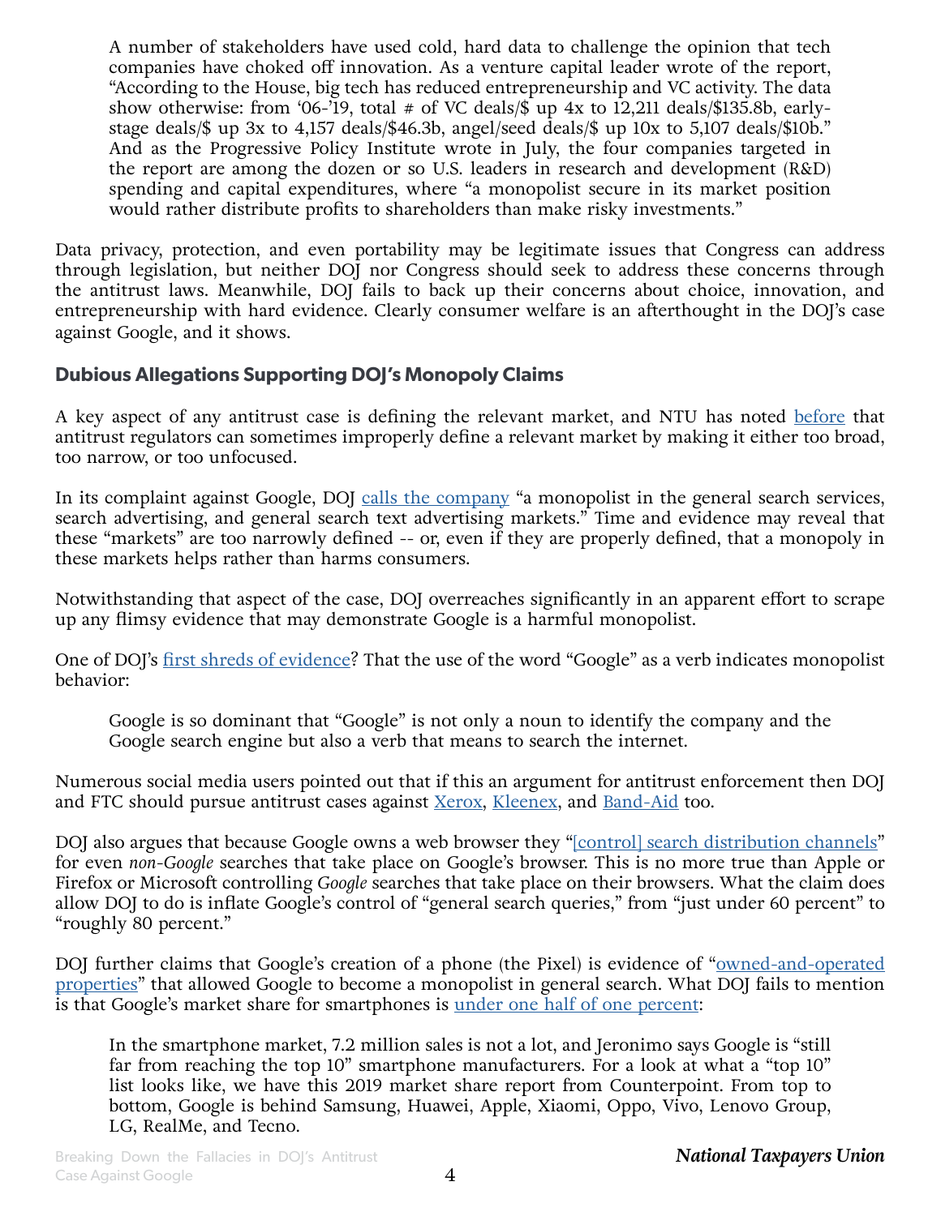> A number of stakeholders have used cold, hard data to challenge the opinion that tech companies have choked off innovation. As a venture capital leader wrote of the report, "According to the House, big tech has reduced entrepreneurship and VC activity. The data show otherwise: from '06-'19, total # of VC deals/$ up 4x to 12,211 deals/$135.8b, early-stage deals/$ up 3x to 4,157 deals/$46.3b, angel/seed deals/$ up 10x to 5,107 deals/$10b." And as the Progressive Policy Institute wrote in July, the four companies targeted in the report are among the dozen or so U.S. leaders in research and development (R&D) spending and capital expenditures, where "a monopolist secure in its market position would rather distribute profits to shareholders than make risky investments."

Data privacy, protection, and even portability may be legitimate issues that Congress can address through legislation, but neither DOJ nor Congress should seek to address these concerns through the antitrust laws. Meanwhile, DOJ fails to back up their concerns about choice, innovation, and entrepreneurship with hard evidence. Clearly consumer welfare is an afterthought in the DOJ's case against Google, and it shows.

## Dubious Allegations Supporting DOJ's Monopoly Claims

A key aspect of any antitrust case is defining the relevant market, and NTU has noted before that antitrust regulators can sometimes improperly define a relevant market by making it either too broad, too narrow, or too unfocused.

In its complaint against Google, DOJ calls the company "a monopolist in the general search services, search advertising, and general search text advertising markets." Time and evidence may reveal that these "markets" are too narrowly defined -- or, even if they are properly defined, that a monopoly in these markets helps rather than harms consumers.

Notwithstanding that aspect of the case, DOJ overreaches significantly in an apparent effort to scrape up any flimsy evidence that may demonstrate Google is a harmful monopolist.

One of DOJ's first shreds of evidence? That the use of the word "Google" as a verb indicates monopolist behavior:

> Google is so dominant that "Google" is not only a noun to identify the company and the Google search engine but also a verb that means to search the internet.

Numerous social media users pointed out that if this an argument for antitrust enforcement then DOJ and FTC should pursue antitrust cases against Xerox, Kleenex, and Band-Aid too.

DOJ also argues that because Google owns a web browser they "[control] search distribution channels" for even *non-Google* searches that take place on Google's browser. This is no more true than Apple or Firefox or Microsoft controlling *Google* searches that take place on their browsers. What the claim does allow DOJ to do is inflate Google's control of "general search queries," from "just under 60 percent" to "roughly 80 percent."

DOJ further claims that Google's creation of a phone (the Pixel) is evidence of "owned-and-operated properties" that allowed Google to become a monopolist in general search. What DOJ fails to mention is that Google's market share for smartphones is under one half of one percent:

> In the smartphone market, 7.2 million sales is not a lot, and Jeronimo says Google is "still far from reaching the top 10" smartphone manufacturers. For a look at what a "top 10" list looks like, we have this 2019 market share report from Counterpoint. From top to bottom, Google is behind Samsung, Huawei, Apple, Xiaomi, Oppo, Vivo, Lenovo Group, LG, RealMe, and Tecno.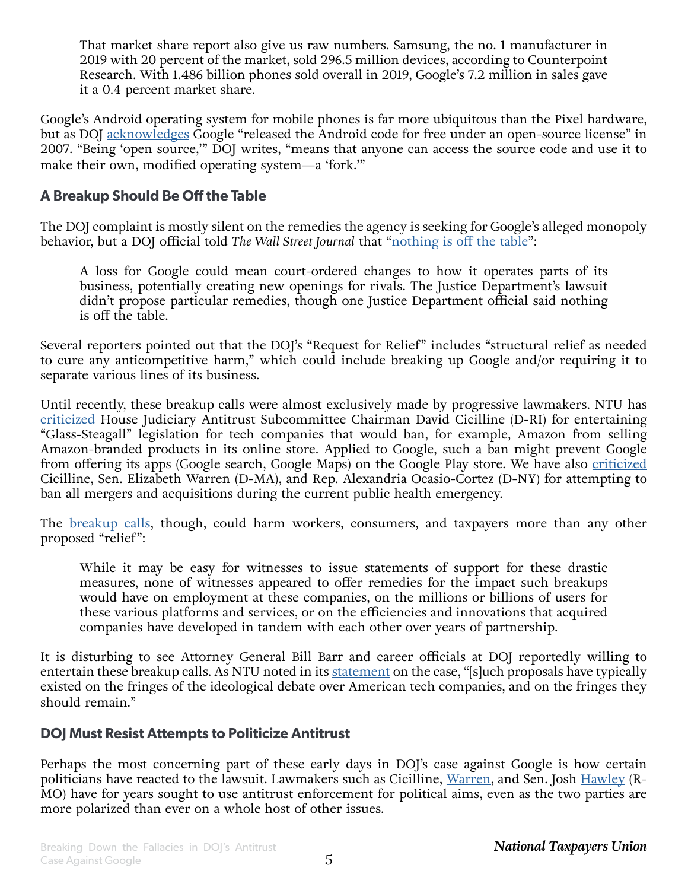> That market share report also give us raw numbers. Samsung, the no. 1 manufacturer in 2019 with 20 percent of the market, sold 296.5 million devices, according to Counterpoint Research. With 1.486 billion phones sold overall in 2019, Google's 7.2 million in sales gave it a 0.4 percent market share.

Google's Android operating system for mobile phones is far more ubiquitous than the Pixel hardware, but as DOJ acknowledges Google "released the Android code for free under an open-source license" in 2007. "Being 'open source,'" DOJ writes, "means that anyone can access the source code and use it to make their own, modified operating system—a 'fork.'"

### A Breakup Should Be Off the Table

The DOJ complaint is mostly silent on the remedies the agency is seeking for Google's alleged monopoly behavior, but a DOJ official told *The Wall Street Journal* that "nothing is off the table":

> A loss for Google could mean court-ordered changes to how it operates parts of its business, potentially creating new openings for rivals. The Justice Department's lawsuit didn't propose particular remedies, though one Justice Department official said nothing is off the table.

Several reporters pointed out that the DOJ's "Request for Relief" includes "structural relief as needed to cure any anticompetitive harm," which could include breaking up Google and/or requiring it to separate various lines of its business.

Until recently, these breakup calls were almost exclusively made by progressive lawmakers. NTU has criticized House Judiciary Antitrust Subcommittee Chairman David Cicilline (D-RI) for entertaining "Glass-Steagall" legislation for tech companies that would ban, for example, Amazon from selling Amazon-branded products in its online store. Applied to Google, such a ban might prevent Google from offering its apps (Google search, Google Maps) on the Google Play store. We have also criticized Cicilline, Sen. Elizabeth Warren (D-MA), and Rep. Alexandria Ocasio-Cortez (D-NY) for attempting to ban all mergers and acquisitions during the current public health emergency.

The breakup calls, though, could harm workers, consumers, and taxpayers more than any other proposed "relief":

> While it may be easy for witnesses to issue statements of support for these drastic measures, none of witnesses appeared to offer remedies for the impact such breakups would have on employment at these companies, on the millions or billions of users for these various platforms and services, or on the efficiencies and innovations that acquired companies have developed in tandem with each other over years of partnership.

It is disturbing to see Attorney General Bill Barr and career officials at DOJ reportedly willing to entertain these breakup calls. As NTU noted in its statement on the case, "[s]uch proposals have typically existed on the fringes of the ideological debate over American tech companies, and on the fringes they should remain."

### DOJ Must Resist Attempts to Politicize Antitrust

Perhaps the most concerning part of these early days in DOJ's case against Google is how certain politicians have reacted to the lawsuit. Lawmakers such as Cicilline, Warren, and Sen. Josh Hawley (R-MO) have for years sought to use antitrust enforcement for political aims, even as the two parties are more polarized than ever on a whole host of other issues.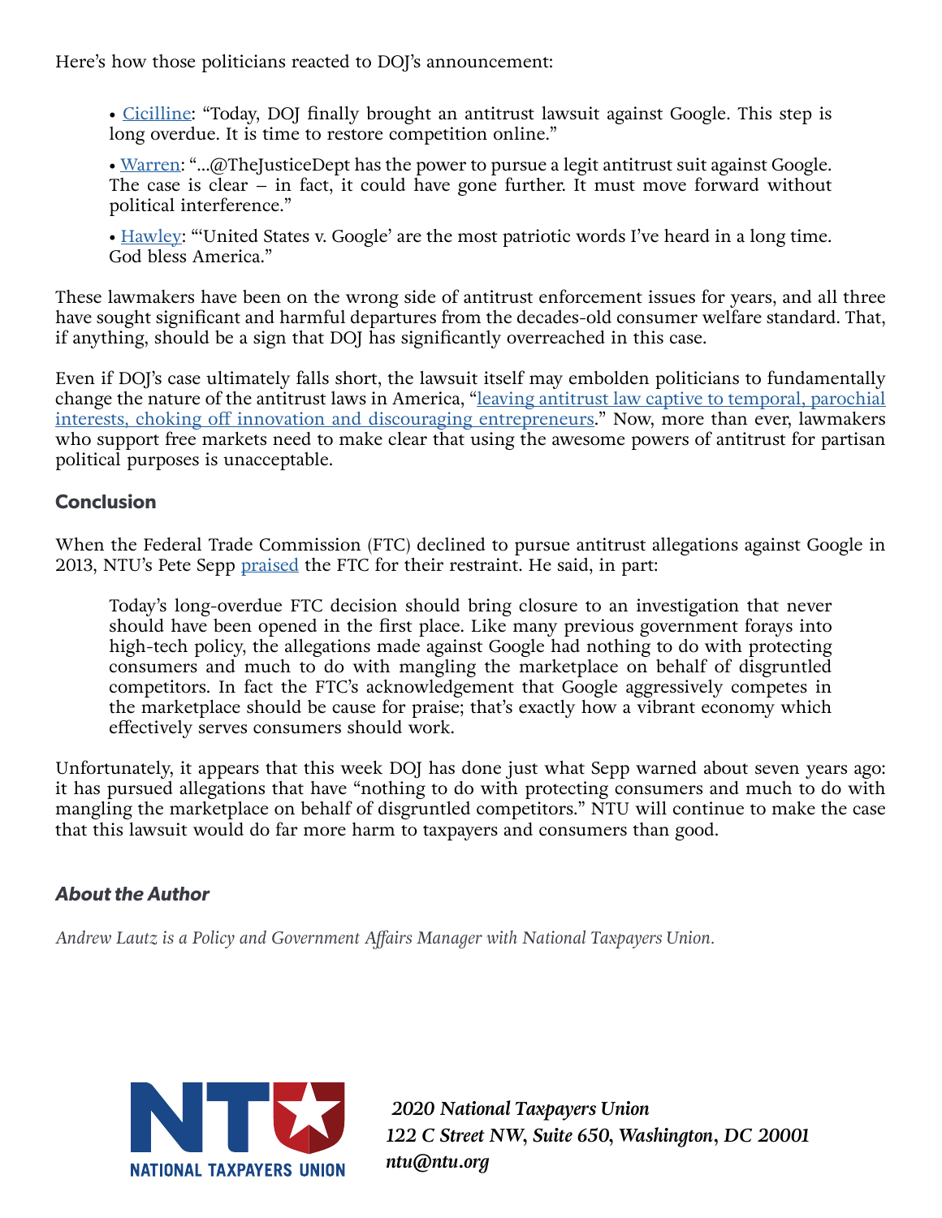Here's how those politicians reacted to DOJ's announcement:

- Cicilline: "Today, DOJ finally brought an antitrust lawsuit against Google. This step is long overdue. It is time to restore competition online."
- Warren: "...@TheJusticeDept has the power to pursue a legit antitrust suit against Google. The case is clear – in fact, it could have gone further. It must move forward without political interference."
- Hawley: "'United States v. Google' are the most patriotic words I've heard in a long time. God bless America."

These lawmakers have been on the wrong side of antitrust enforcement issues for years, and all three have sought significant and harmful departures from the decades-old consumer welfare standard. That, if anything, should be a sign that DOJ has significantly overreached in this case.

Even if DOJ's case ultimately falls short, the lawsuit itself may embolden politicians to fundamentally change the nature of the antitrust laws in America, "leaving antitrust law captive to temporal, parochial interests, choking off innovation and discouraging entrepreneurs." Now, more than ever, lawmakers who support free markets need to make clear that using the awesome powers of antitrust for partisan political purposes is unacceptable.

## Conclusion

When the Federal Trade Commission (FTC) declined to pursue antitrust allegations against Google in 2013, NTU's Pete Sepp praised the FTC for their restraint. He said, in part:

> Today's long-overdue FTC decision should bring closure to an investigation that never should have been opened in the first place. Like many previous government forays into high-tech policy, the allegations made against Google had nothing to do with protecting consumers and much to do with mangling the marketplace on behalf of disgruntled competitors. In fact the FTC's acknowledgement that Google aggressively competes in the marketplace should be cause for praise; that's exactly how a vibrant economy which effectively serves consumers should work.

Unfortunately, it appears that this week DOJ has done just what Sepp warned about seven years ago: it has pursued allegations that have "nothing to do with protecting consumers and much to do with mangling the marketplace on behalf of disgruntled competitors." NTU will continue to make the case that this lawsuit would do far more harm to taxpayers and consumers than good.

### *About the Author*

*Andrew Lautz is a Policy and Government Affairs Manager with National Taxpayers Union.*

NATIONAL TAXPAYERS UNION

***2020 National Taxpayers Union***
***122 C Street NW, Suite 650, Washington, DC 20001***
***ntu@ntu.org***